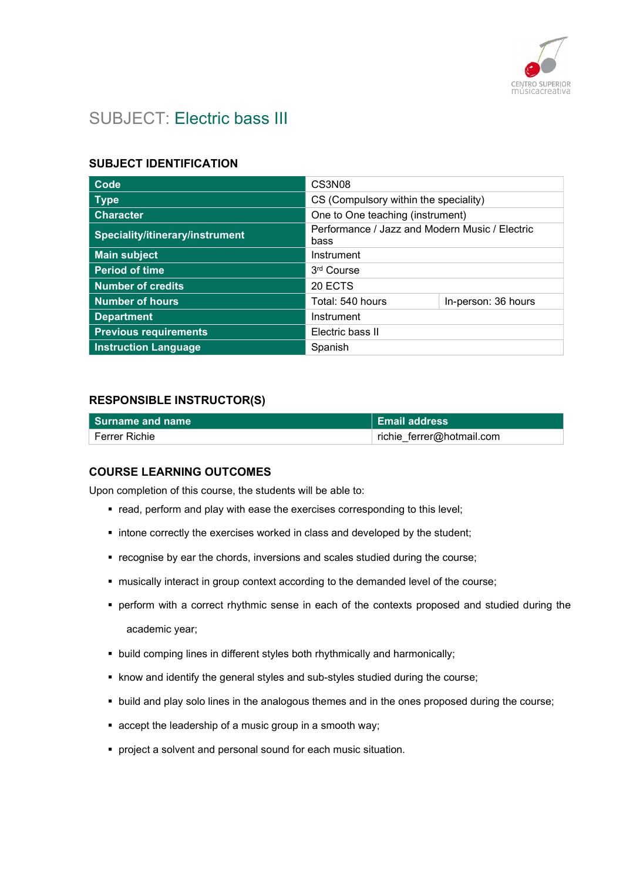# SUBJECT: Electric bass III

## SUBJECT IDENTIFICATION

| | | |
|---|---|---|
| **Code** | CS3N08 | |
| **Type** | CS (Compulsory within the speciality) | |
| **Character** | One to One teaching (instrument) | |
| **Speciality/itinerary/instrument** | Performance / Jazz and Modern Music / Electric bass | |
| **Main subject** | Instrument | |
| **Period of time** | 3rd Course | |
| **Number of credits** | 20 ECTS | |
| **Number of hours** | Total: 540 hours | In-person: 36 hours |
| **Department** | Instrument | |
| **Previous requirements** | Electric bass II | |
| **Instruction Language** | Spanish | |

## RESPONSIBLE INSTRUCTOR(S)

| Surname and name | Email address |
|---|---|
| Ferrer Richie | richie_ferrer@hotmail.com |

## COURSE LEARNING OUTCOMES

Upon completion of this course, the students will be able to:

- read, perform and play with ease the exercises corresponding to this level;
- intone correctly the exercises worked in class and developed by the student;
- recognise by ear the chords, inversions and scales studied during the course;
- musically interact in group context according to the demanded level of the course;
- perform with a correct rhythmic sense in each of the contexts proposed and studied during the academic year;
- build comping lines in different styles both rhythmically and harmonically;
- know and identify the general styles and sub-styles studied during the course;
- build and play solo lines in the analogous themes and in the ones proposed during the course;
- accept the leadership of a music group in a smooth way;
- project a solvent and personal sound for each music situation.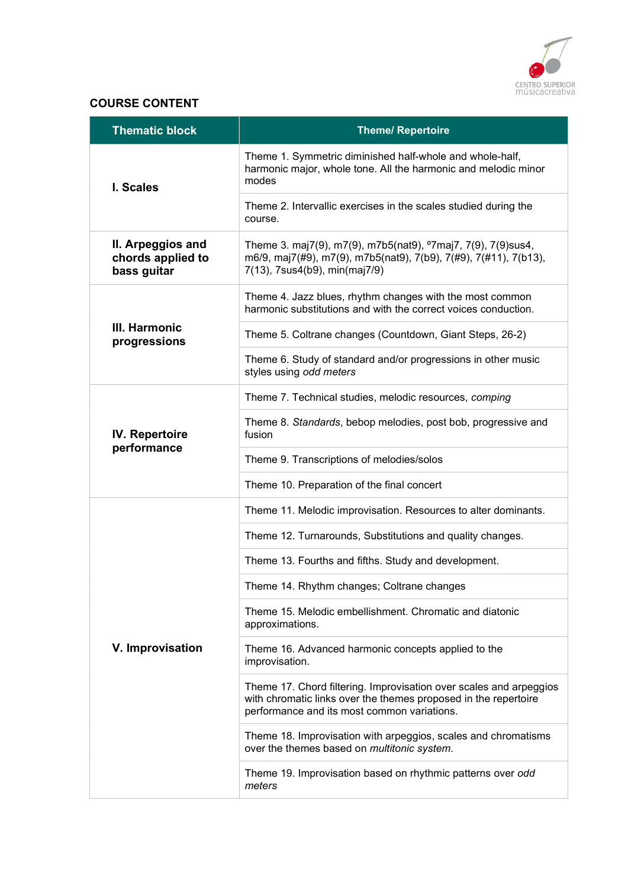## COURSE CONTENT

| Thematic block | Theme/ Repertoire |
|---|---|
| **I. Scales** | Theme 1. Symmetric diminished half-whole and whole-half, harmonic major, whole tone. All the harmonic and melodic minor modes |
| | Theme 2. Intervallic exercises in the scales studied during the course. |
| **II. Arpeggios and chords applied to bass guitar** | Theme 3. maj7(9), m7(9), m7b5(nat9), º7maj7, 7(9), 7(9)sus4, m6/9, maj7(#9), m7(9), m7b5(nat9), 7(b9), 7(#9), 7(#11), 7(b13), 7(13), 7sus4(b9), min(maj7/9) |
| **III. Harmonic progressions** | Theme 4. Jazz blues, rhythm changes with the most common harmonic substitutions and with the correct voices conduction. |
| | Theme 5. Coltrane changes (Countdown, Giant Steps, 26-2) |
| | Theme 6. Study of standard and/or progressions in other music styles using *odd meters* |
| **IV. Repertoire performance** | Theme 7. Technical studies, melodic resources, *comping* |
| | Theme 8. *Standards*, bebop melodies, post bob, progressive and fusion |
| | Theme 9. Transcriptions of melodies/solos |
| | Theme 10. Preparation of the final concert |
| **V. Improvisation** | Theme 11. Melodic improvisation. Resources to alter dominants. |
| | Theme 12. Turnarounds, Substitutions and quality changes. |
| | Theme 13. Fourths and fifths. Study and development. |
| | Theme 14. Rhythm changes; Coltrane changes |
| | Theme 15. Melodic embellishment. Chromatic and diatonic approximations. |
| | Theme 16. Advanced harmonic concepts applied to the improvisation. |
| | Theme 17. Chord filtering. Improvisation over scales and arpeggios with chromatic links over the themes proposed in the repertoire performance and its most common variations. |
| | Theme 18. Improvisation with arpeggios, scales and chromatisms over the themes based on *multitonic system*. |
| | Theme 19. Improvisation based on rhythmic patterns over *odd meters* |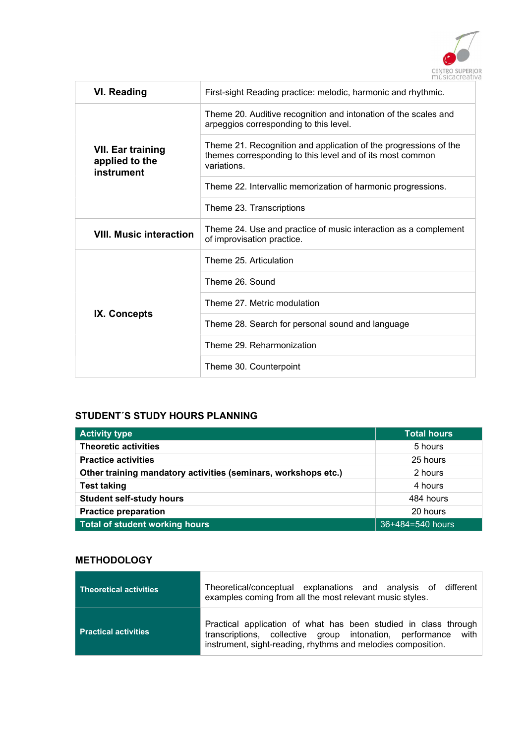| VI. Reading | First-sight Reading practice: melodic, harmonic and rhythmic. |
|---|---|
| VII. Ear training applied to the instrument | Theme 20. Auditive recognition and intonation of the scales and arpeggios corresponding to this level. |
| | Theme 21. Recognition and application of the progressions of the themes corresponding to this level and of its most common variations. |
| | Theme 22. Intervallic memorization of harmonic progressions. |
| | Theme 23. Transcriptions |
| VIII. Music interaction | Theme 24. Use and practice of music interaction as a complement of improvisation practice. |
| IX. Concepts | Theme 25. Articulation |
| | Theme 26. Sound |
| | Theme 27. Metric modulation |
| | Theme 28. Search for personal sound and language |
| | Theme 29. Reharmonization |
| | Theme 30. Counterpoint |

## STUDENT´S STUDY HOURS PLANNING

| Activity type | Total hours |
|---|---|
| **Theoretic activities** | 5 hours |
| **Practice activities** | 25 hours |
| **Other training mandatory activities (seminars, workshops etc.)** | 2 hours |
| **Test taking** | 4 hours |
| **Student self-study hours** | 484 hours |
| **Practice preparation** | 20 hours |
| **Total of student working hours** | 36+484=540 hours |

## METHODOLOGY

| | |
|---|---|
| **Theoretical activities** | Theoretical/conceptual explanations and analysis of different examples coming from all the most relevant music styles. |
| **Practical activities** | Practical application of what has been studied in class through transcriptions, collective group intonation, performance with instrument, sight-reading, rhythms and melodies composition. |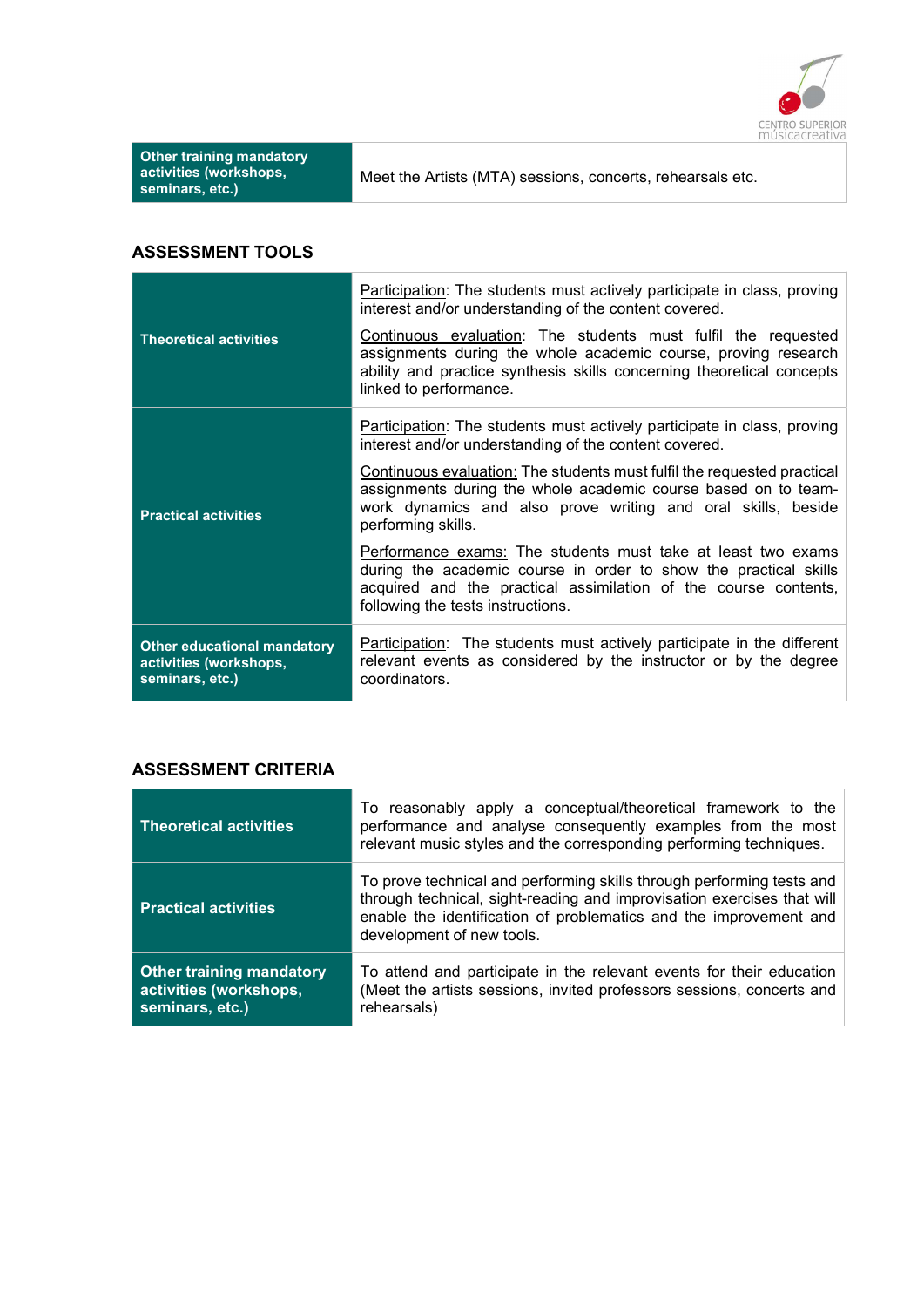| Other training mandatory activities (workshops, seminars, etc.) | Meet the Artists (MTA) sessions, concerts, rehearsals etc. |
|---|---|

## ASSESSMENT TOOLS

| | |
|---|---|
| **Theoretical activities** | Participation: The students must actively participate in class, proving interest and/or understanding of the content covered.<br><br>Continuous evaluation: The students must fulfil the requested assignments during the whole academic course, proving research ability and practice synthesis skills concerning theoretical concepts linked to performance. |
| **Practical activities** | Participation: The students must actively participate in class, proving interest and/or understanding of the content covered.<br><br>Continuous evaluation: The students must fulfil the requested practical assignments during the whole academic course based on to team-work dynamics and also prove writing and oral skills, beside performing skills.<br><br>Performance exams: The students must take at least two exams during the academic course in order to show the practical skills acquired and the practical assimilation of the course contents, following the tests instructions. |
| **Other educational mandatory activities (workshops, seminars, etc.)** | Participation: The students must actively participate in the different relevant events as considered by the instructor or by the degree coordinators. |

## ASSESSMENT CRITERIA

| | |
|---|---|
| **Theoretical activities** | To reasonably apply a conceptual/theoretical framework to the performance and analyse consequently examples from the most relevant music styles and the corresponding performing techniques. |
| **Practical activities** | To prove technical and performing skills through performing tests and through technical, sight-reading and improvisation exercises that will enable the identification of problematics and the improvement and development of new tools. |
| **Other training mandatory activities (workshops, seminars, etc.)** | To attend and participate in the relevant events for their education (Meet the artists sessions, invited professors sessions, concerts and rehearsals) |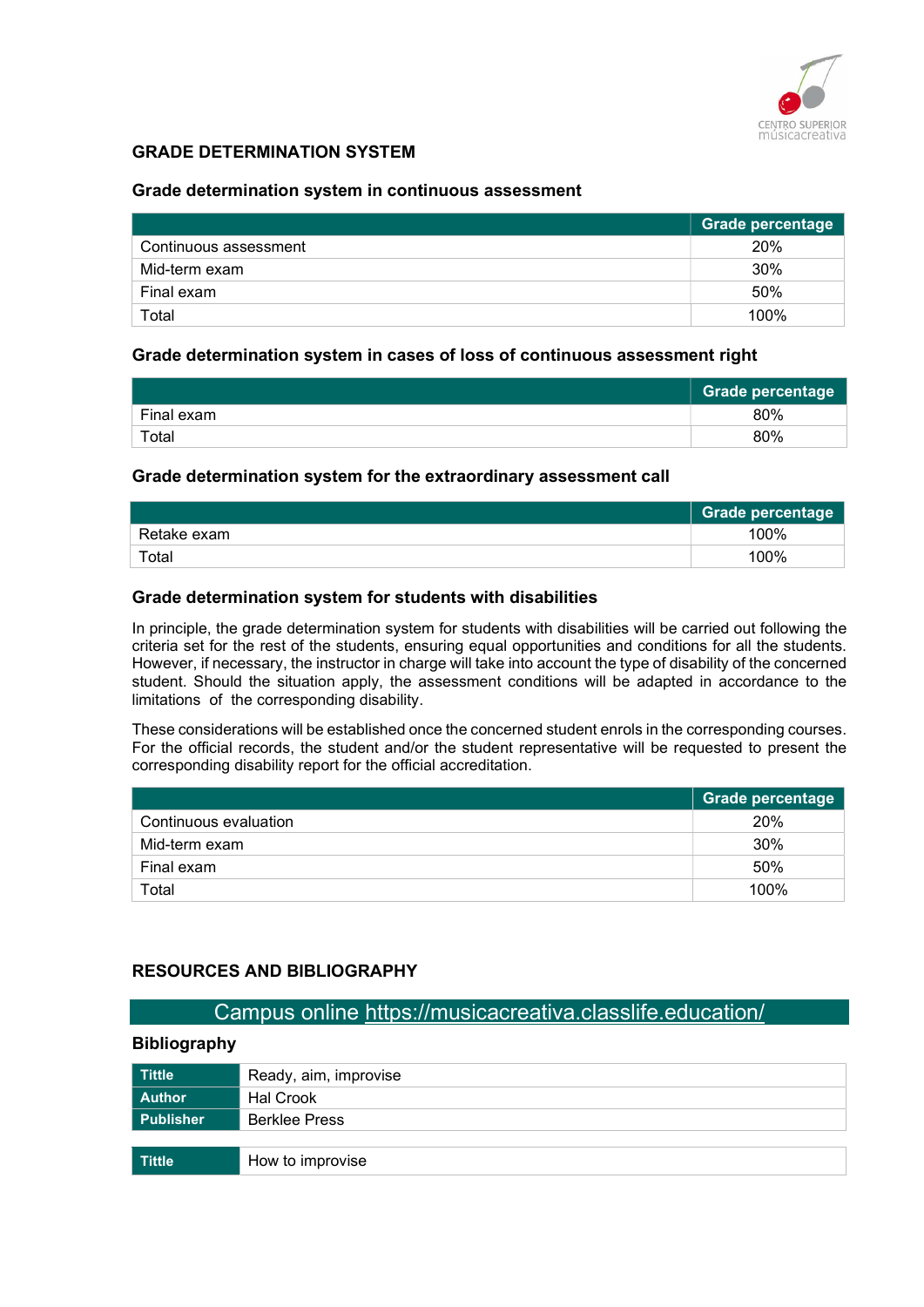## GRADE DETERMINATION SYSTEM

### Grade determination system in continuous assessment

| | Grade percentage |
|---|---|
| Continuous assessment | 20% |
| Mid-term exam | 30% |
| Final exam | 50% |
| Total | 100% |

### Grade determination system in cases of loss of continuous assessment right

| | Grade percentage |
|---|---|
| Final exam | 80% |
| Total | 80% |

### Grade determination system for the extraordinary assessment call

| | Grade percentage |
|---|---|
| Retake exam | 100% |
| Total | 100% |

### Grade determination system for students with disabilities

In principle, the grade determination system for students with disabilities will be carried out following the criteria set for the rest of the students, ensuring equal opportunities and conditions for all the students. However, if necessary, the instructor in charge will take into account the type of disability of the concerned student. Should the situation apply, the assessment conditions will be adapted in accordance to the limitations of the corresponding disability.

These considerations will be established once the concerned student enrols in the corresponding courses. For the official records, the student and/or the student representative will be requested to present the corresponding disability report for the official accreditation.

| | Grade percentage |
|---|---|
| Continuous evaluation | 20% |
| Mid-term exam | 30% |
| Final exam | 50% |
| Total | 100% |

## RESOURCES AND BIBLIOGRAPHY

Campus online https://musicacreativa.classlife.education/

### Bibliography

| Tittle | Ready, aim, improvise |
|---|---|
| Author | Hal Crook |
| Publisher | Berklee Press |

| Tittle | How to improvise |
|---|---|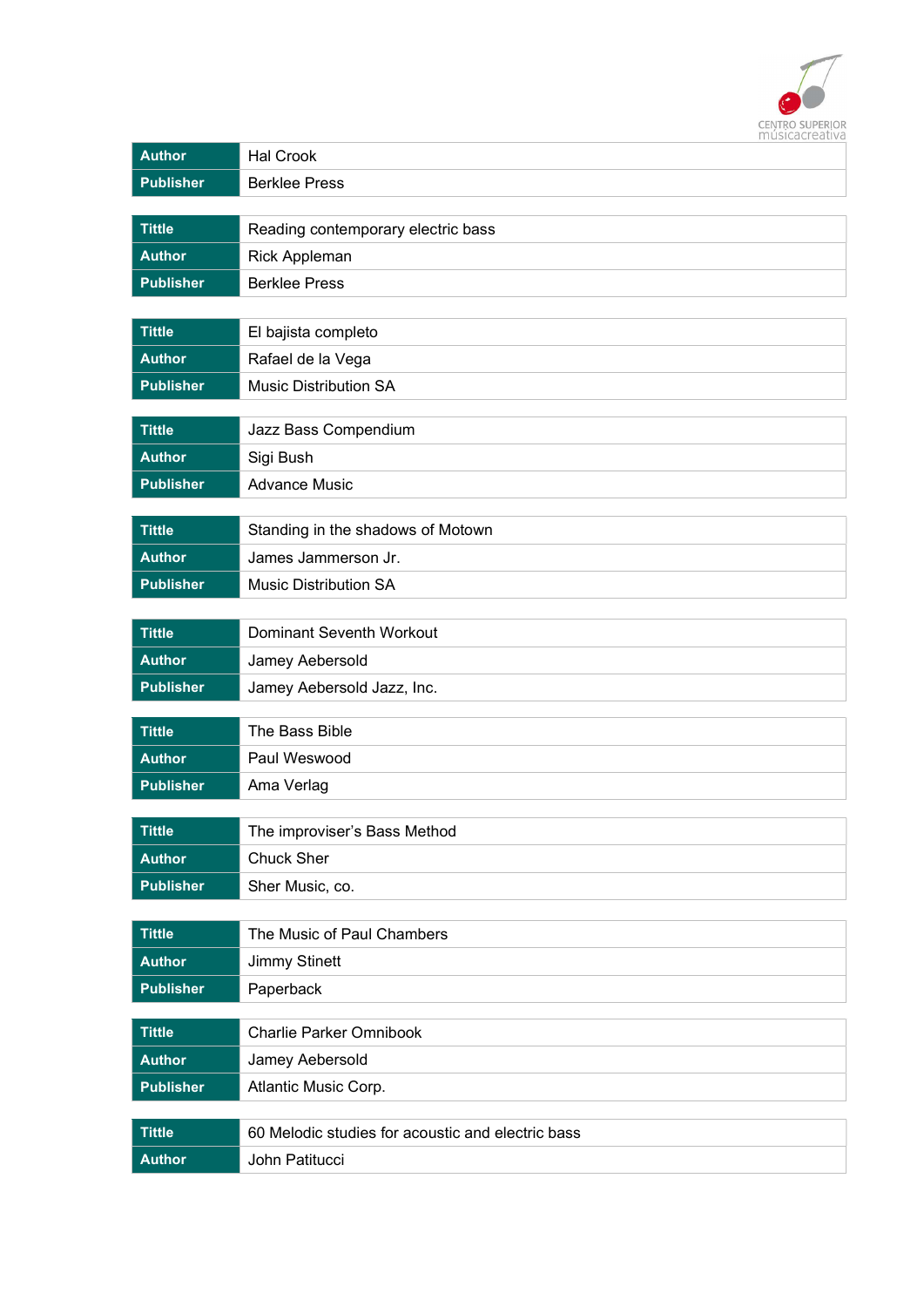| Author | Hal Crook |
|---|---|
| Publisher | Berklee Press |

| Tittle | Reading contemporary electric bass |
|---|---|
| Author | Rick Appleman |
| Publisher | Berklee Press |

| Tittle | El bajista completo |
|---|---|
| Author | Rafael de la Vega |
| Publisher | Music Distribution SA |

| Tittle | Jazz Bass Compendium |
|---|---|
| Author | Sigi Bush |
| Publisher | Advance Music |

| Tittle | Standing in the shadows of Motown |
|---|---|
| Author | James Jammerson Jr. |
| Publisher | Music Distribution SA |

| Tittle | Dominant Seventh Workout |
|---|---|
| Author | Jamey Aebersold |
| Publisher | Jamey Aebersold Jazz, Inc. |

| Tittle | The Bass Bible |
|---|---|
| Author | Paul Weswood |
| Publisher | Ama Verlag |

| Tittle | The improviser's Bass Method |
|---|---|
| Author | Chuck Sher |
| Publisher | Sher Music, co. |

| Tittle | The Music of Paul Chambers |
|---|---|
| Author | Jimmy Stinett |
| Publisher | Paperback |

| Tittle | Charlie Parker Omnibook |
|---|---|
| Author | Jamey Aebersold |
| Publisher | Atlantic Music Corp. |

| Tittle | 60 Melodic studies for acoustic and electric bass |
|---|---|
| Author | John Patitucci |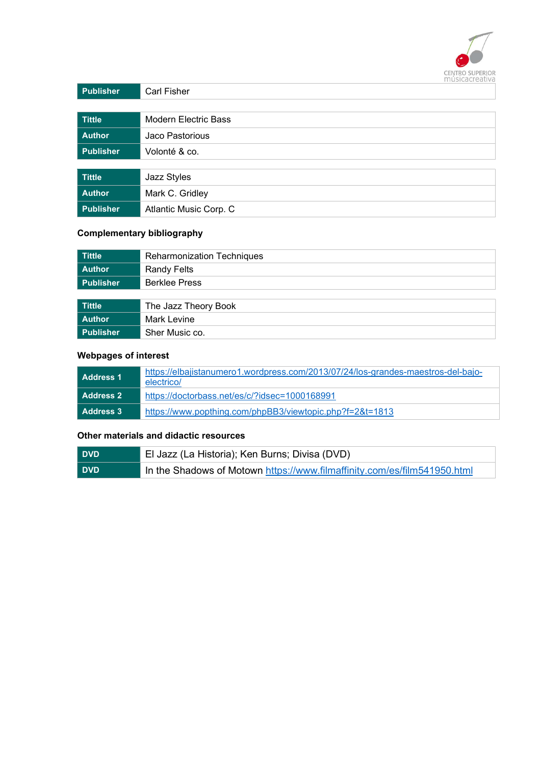| | |
|---|---|
| **Publisher** | Carl Fisher |

| | |
|---|---|
| **Tittle** | Modern Electric Bass |
| **Author** | Jaco Pastorious |
| **Publisher** | Volonté & co. |

| | |
|---|---|
| **Tittle** | Jazz Styles |
| **Author** | Mark C. Gridley |
| **Publisher** | Atlantic Music Corp. C |

### Complementary bibliography

| | |
|---|---|
| **Tittle** | Reharmonization Techniques |
| **Author** | Randy Felts |
| **Publisher** | Berklee Press |

| | |
|---|---|
| **Tittle** | The Jazz Theory Book |
| **Author** | Mark Levine |
| **Publisher** | Sher Music co. |

### Webpages of interest

| | |
|---|---|
| **Address 1** | https://elbajistanumero1.wordpress.com/2013/07/24/los-grandes-maestros-del-bajo-electrico/ |
| **Address 2** | https://doctorbass.net/es/c/?idsec=1000168991 |
| **Address 3** | https://www.popthing.com/phpBB3/viewtopic.php?f=2&t=1813 |

### Other materials and didactic resources

| | |
|---|---|
| **DVD** | El Jazz (La Historia); Ken Burns; Divisa (DVD) |
| **DVD** | In the Shadows of Motown https://www.filmaffinity.com/es/film541950.html |